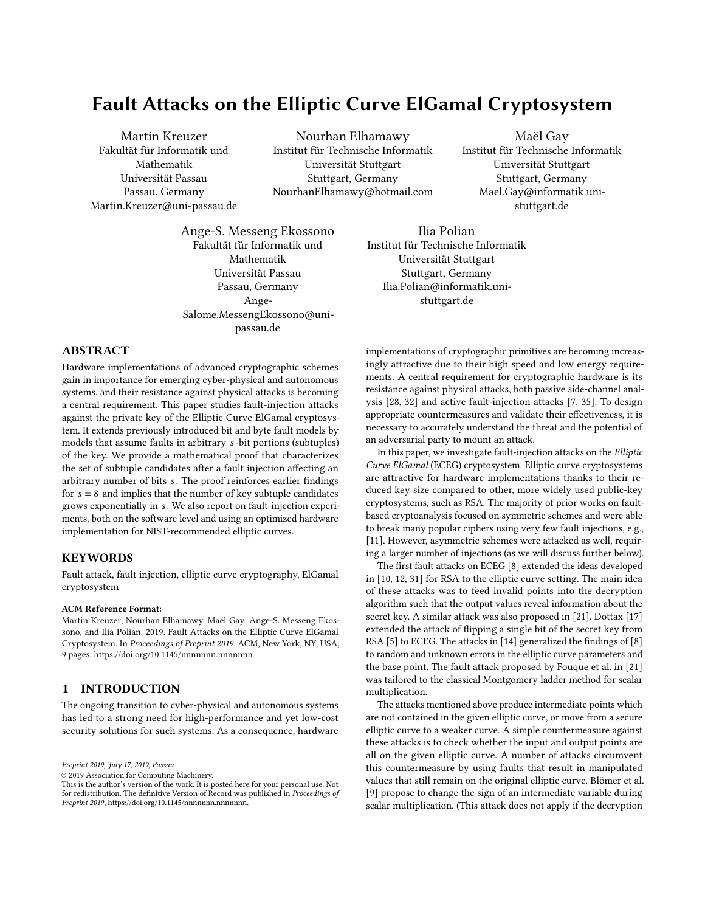# Fault Attacks on the Elliptic Curve ElGamal Cryptosystem

Martin Kreuzer
Fakultät für Informatik und Mathematik
Universität Passau
Passau, Germany
Martin.Kreuzer@uni-passau.de

Nourhan Elhamawy
Institut für Technische Informatik
Universität Stuttgart
Stuttgart, Germany
NourhanElhamawy@hotmail.com

Maël Gay
Institut für Technische Informatik
Universität Stuttgart
Stuttgart, Germany
Mael.Gay@informatik.uni-stuttgart.de

Ange-S. Messeng Ekossono
Fakultät für Informatik und Mathematik
Universität Passau
Passau, Germany
Ange-Salome.MessengEkossono@uni-passau.de

Ilia Polian
Institut für Technische Informatik
Universität Stuttgart
Stuttgart, Germany
Ilia.Polian@informatik.uni-stuttgart.de

## ABSTRACT

Hardware implementations of advanced cryptographic schemes gain in importance for emerging cyber-physical and autonomous systems, and their resistance against physical attacks is becoming a central requirement. This paper studies fault-injection attacks against the private key of the Elliptic Curve ElGamal cryptosystem. It extends previously introduced bit and byte fault models by models that assume faults in arbitrary $s$-bit portions (subtuples) of the key. We provide a mathematical proof that characterizes the set of subtuple candidates after a fault injection affecting an arbitrary number of bits $s$. The proof reinforces earlier findings for $s = 8$ and implies that the number of key subtuple candidates grows exponentially in $s$. We also report on fault-injection experiments, both on the software level and using an optimized hardware implementation for NIST-recommended elliptic curves.

## KEYWORDS

Fault attack, fault injection, elliptic curve cryptography, ElGamal cryptosystem

**ACM Reference Format:**
Martin Kreuzer, Nourhan Elhamawy, Maël Gay, Ange-S. Messeng Ekossono, and Ilia Polian. 2019. Fault Attacks on the Elliptic Curve ElGamal Cryptosystem. In *Proceedings of Preprint 2019.* ACM, New York, NY, USA, 9 pages. https://doi.org/10.1145/nnnnnnn.nnnnnnn

*Preprint 2019, July 17, 2019, Passau*
© 2019 Association for Computing Machinery.
This is the author's version of the work. It is posted here for your personal use. Not for redistribution. The definitive Version of Record was published in *Proceedings of Preprint 2019*, https://doi.org/10.1145/nnnnnnn.nnnnnnn.

## 1 INTRODUCTION

The ongoing transition to cyber-physical and autonomous systems has led to a strong need for high-performance and yet low-cost security solutions for such systems. As a consequence, hardware implementations of cryptographic primitives are becoming increasingly attractive due to their high speed and low energy requirements. A central requirement for cryptographic hardware is its resistance against physical attacks, both passive side-channel analysis [28, 32] and active fault-injection attacks [7, 35]. To design appropriate countermeasures and validate their effectiveness, it is necessary to accurately understand the threat and the potential of an adversarial party to mount an attack.

In this paper, we investigate fault-injection attacks on the *Elliptic Curve ElGamal* (ECEG) cryptosystem. Elliptic curve cryptosystems are attractive for hardware implementations thanks to their reduced key size compared to other, more widely used public-key cryptosystems, such as RSA. The majority of prior works on fault-based cryptoanalysis focused on symmetric schemes and were able to break many popular ciphers using very few fault injections, e.g., [11]. However, asymmetric schemes were attacked as well, requiring a larger number of injections (as we will discuss further below).

The first fault attacks on ECEG [8] extended the ideas developed in [10, 12, 31] for RSA to the elliptic curve setting. The main idea of these attacks was to feed invalid points into the decryption algorithm such that the output values reveal information about the secret key. A similar attack was also proposed in [21]. Dottax [17] extended the attack of flipping a single bit of the secret key from RSA [5] to ECEG. The attacks in [14] generalized the findings of [8] to random and unknown errors in the elliptic curve parameters and the base point. The fault attack proposed by Fouque et al. in [21] was tailored to the classical Montgomery ladder method for scalar multiplication.

The attacks mentioned above produce intermediate points which are not contained in the given elliptic curve, or move from a secure elliptic curve to a weaker curve. A simple countermeasure against these attacks is to check whether the input and output points are all on the given elliptic curve. A number of attacks circumvent this countermeasure by using faults that result in manipulated values that still remain on the original elliptic curve. Blömer et al. [9] propose to change the sign of an intermediate variable during scalar multiplication. (This attack does not apply if the decryption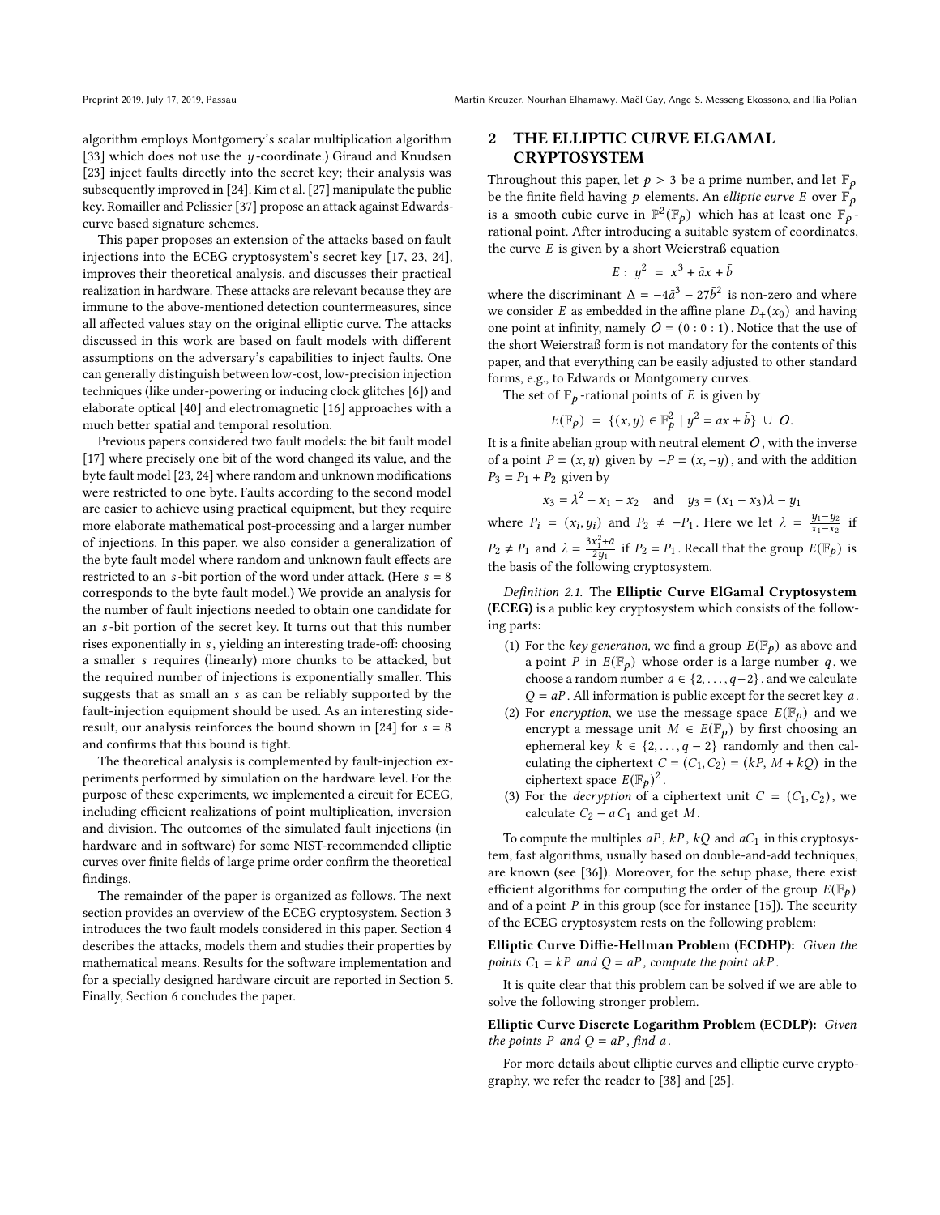algorithm employs Montgomery's scalar multiplication algorithm [33] which does not use the $y$-coordinate.) Giraud and Knudsen [23] inject faults directly into the secret key; their analysis was subsequently improved in [24]. Kim et al. [27] manipulate the public key. Romailler and Pelissier [37] propose an attack against Edwards-curve based signature schemes.

This paper proposes an extension of the attacks based on fault injections into the ECEG cryptosystem's secret key [17, 23, 24], improves their theoretical analysis, and discusses their practical realization in hardware. These attacks are relevant because they are immune to the above-mentioned detection countermeasures, since all affected values stay on the original elliptic curve. The attacks discussed in this work are based on fault models with different assumptions on the adversary's capabilities to inject faults. One can generally distinguish between low-cost, low-precision injection techniques (like under-powering or inducing clock glitches [6]) and elaborate optical [40] and electromagnetic [16] approaches with a much better spatial and temporal resolution.

Previous papers considered two fault models: the bit fault model [17] where precisely one bit of the word changed its value, and the byte fault model [23, 24] where random and unknown modifications were restricted to one byte. Faults according to the second model are easier to achieve using practical equipment, but they require more elaborate mathematical post-processing and a larger number of injections. In this paper, we also consider a generalization of the byte fault model where random and unknown fault effects are restricted to an $s$-bit portion of the word under attack. (Here $s = 8$ corresponds to the byte fault model.) We provide an analysis for the number of fault injections needed to obtain one candidate for an $s$-bit portion of the secret key. It turns out that this number rises exponentially in $s$, yielding an interesting trade-off: choosing a smaller $s$ requires (linearly) more chunks to be attacked, but the required number of injections is exponentially smaller. This suggests that as small an $s$ as can be reliably supported by the fault-injection equipment should be used. As an interesting side-result, our analysis reinforces the bound shown in [24] for $s = 8$ and confirms that this bound is tight.

The theoretical analysis is complemented by fault-injection experiments performed by simulation on the hardware level. For the purpose of these experiments, we implemented a circuit for ECEG, including efficient realizations of point multiplication, inversion and division. The outcomes of the simulated fault injections (in hardware and in software) for some NIST-recommended elliptic curves over finite fields of large prime order confirm the theoretical findings.

The remainder of the paper is organized as follows. The next section provides an overview of the ECEG cryptosystem. Section 3 introduces the two fault models considered in this paper. Section 4 describes the attacks, models them and studies their properties by mathematical means. Results for the software implementation and for a specially designed hardware circuit are reported in Section 5. Finally, Section 6 concludes the paper.

## 2 THE ELLIPTIC CURVE ELGAMAL CRYPTOSYSTEM

Throughout this paper, let $p > 3$ be a prime number, and let $\mathbb{F}_p$ be the finite field having $p$ elements. An *elliptic curve* $E$ over $\mathbb{F}_p$ is a smooth cubic curve in $\mathbb{P}^2(\mathbb{F}_p)$ which has at least one $\mathbb{F}_p$-rational point. After introducing a suitable system of coordinates, the curve $E$ is given by a short Weierstraß equation

$$E: \; y^2 \; = \; x^3 + \bar{a}x + \bar{b}$$

where the discriminant $\Delta = -4\bar{a}^3 - 27\bar{b}^2$ is non-zero and where we consider $E$ as embedded in the affine plane $D_+(x_0)$ and having one point at infinity, namely $O = (0:0:1)$. Notice that the use of the short Weierstraß form is not mandatory for the contents of this paper, and that everything can be easily adjusted to other standard forms, e.g., to Edwards or Montgomery curves.

The set of $\mathbb{F}_p$-rational points of $E$ is given by

$$E(\mathbb{F}_p) \; = \; \{(x,y) \in \mathbb{F}_p^2 \mid y^2 = \bar{a}x + \bar{b}\} \; \cup \; O.$$

It is a finite abelian group with neutral element $O$, with the inverse of a point $P = (x, y)$ given by $-P = (x, -y)$, and with the addition $P_3 = P_1 + P_2$ given by

$$x_3 = \lambda^2 - x_1 - x_2 \quad \text{and} \quad y_3 = (x_1 - x_3)\lambda - y_1$$

where $P_i = (x_i, y_i)$ and $P_2 \neq -P_1$. Here we let $\lambda = \frac{y_1 - y_2}{x_1 - x_2}$ if $P_2 \neq P_1$ and $\lambda = \frac{3x_1^2 + \bar{a}}{2y_1}$ if $P_2 = P_1$. Recall that the group $E(\mathbb{F}_p)$ is the basis of the following cryptosystem.

*Definition 2.1.* The **Elliptic Curve ElGamal Cryptosystem (ECEG)** is a public key cryptosystem which consists of the following parts:

1. For the *key generation*, we find a group $E(\mathbb{F}_p)$ as above and a point $P$ in $E(\mathbb{F}_p)$ whose order is a large number $q$, we choose a random number $a \in \{2, \ldots, q-2\}$, and we calculate $Q = aP$. All information is public except for the secret key $a$.
2. For *encryption*, we use the message space $E(\mathbb{F}_p)$ and we encrypt a message unit $M \in E(\mathbb{F}_p)$ by first choosing an ephemeral key $k \in \{2, \ldots, q-2\}$ randomly and then calculating the ciphertext $C = (C_1, C_2) = (kP, M + kQ)$ in the ciphertext space $E(\mathbb{F}_p)^2$.
3. For the *decryption* of a ciphertext unit $C = (C_1, C_2)$, we calculate $C_2 - aC_1$ and get $M$.

To compute the multiples $aP$, $kP$, $kQ$ and $aC_1$ in this cryptosystem, fast algorithms, usually based on double-and-add techniques, are known (see [36]). Moreover, for the setup phase, there exist efficient algorithms for computing the order of the group $E(\mathbb{F}_p)$ and of a point $P$ in this group (see for instance [15]). The security of the ECEG cryptosystem rests on the following problem:

**Elliptic Curve Diffie-Hellman Problem (ECDHP):** *Given the points $C_1 = kP$ and $Q = aP$, compute the point $akP$.*

It is quite clear that this problem can be solved if we are able to solve the following stronger problem.

**Elliptic Curve Discrete Logarithm Problem (ECDLP):** *Given the points $P$ and $Q = aP$, find $a$.*

For more details about elliptic curves and elliptic curve cryptography, we refer the reader to [38] and [25].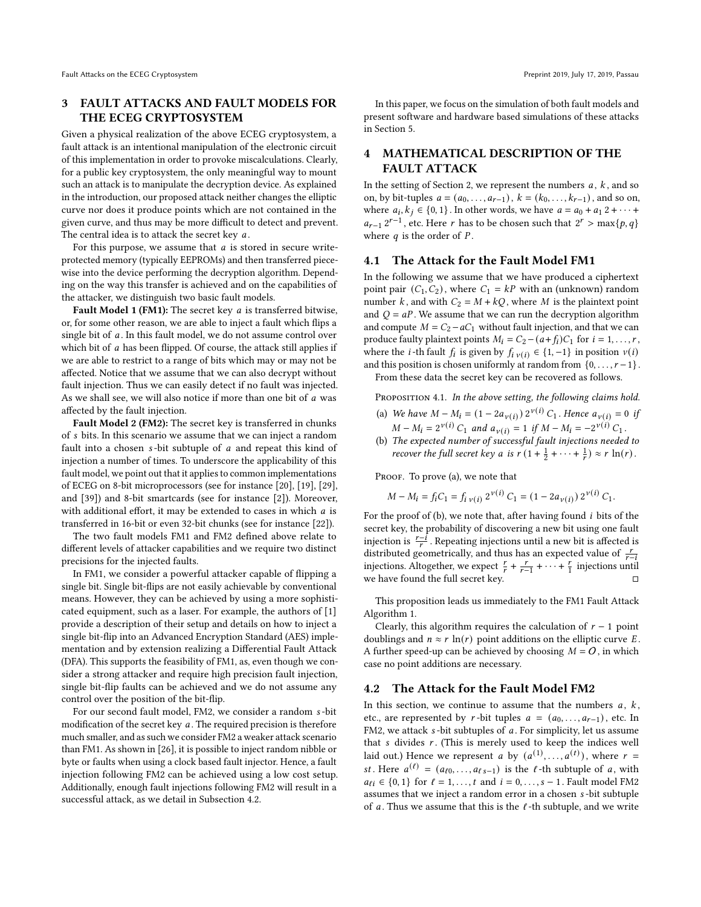## 3 FAULT ATTACKS AND FAULT MODELS FOR THE ECEG CRYPTOSYSTEM

Given a physical realization of the above ECEG cryptosystem, a fault attack is an intentional manipulation of the electronic circuit of this implementation in order to provoke miscalculations. Clearly, for a public key cryptosystem, the only meaningful way to mount such an attack is to manipulate the decryption device. As explained in the introduction, our proposed attack neither changes the elliptic curve nor does it produce points which are not contained in the given curve, and thus may be more difficult to detect and prevent. The central idea is to attack the secret key $a$.

For this purpose, we assume that $a$ is stored in secure write-protected memory (typically EEPROMs) and then transferred piecewise into the device performing the decryption algorithm. Depending on the way this transfer is achieved and on the capabilities of the attacker, we distinguish two basic fault models.

**Fault Model 1 (FM1):** The secret key $a$ is transferred bitwise, or, for some other reason, we are able to inject a fault which flips a single bit of $a$. In this fault model, we do not assume control over which bit of $a$ has been flipped. Of course, the attack still applies if we are able to restrict to a range of bits which may or may not be affected. Notice that we assume that we can also decrypt without fault injection. Thus we can easily detect if no fault was injected. As we shall see, we will also notice if more than one bit of $a$ was affected by the fault injection.

**Fault Model 2 (FM2):** The secret key is transferred in chunks of $s$ bits. In this scenario we assume that we can inject a random fault into a chosen $s$-bit subtuple of $a$ and repeat this kind of injection a number of times. To underscore the applicability of this fault model, we point out that it applies to common implementations of ECEG on 8-bit microprocessors (see for instance [20], [19], [29], and [39]) and 8-bit smartcards (see for instance [2]). Moreover, with additional effort, it may be extended to cases in which $a$ is transferred in 16-bit or even 32-bit chunks (see for instance [22]).

The two fault models FM1 and FM2 defined above relate to different levels of attacker capabilities and we require two distinct precisions for the injected faults.

In FM1, we consider a powerful attacker capable of flipping a single bit. Single bit-flips are not easily achievable by conventional means. However, they can be achieved by using a more sophisticated equipment, such as a laser. For example, the authors of [1] provide a description of their setup and details on how to inject a single bit-flip into an Advanced Encryption Standard (AES) implementation and by extension realizing a Differential Fault Attack (DFA). This supports the feasibility of FM1, as, even though we consider a strong attacker and require high precision fault injection, single bit-flip faults can be achieved and we do not assume any control over the position of the bit-flip.

For our second fault model, FM2, we consider a random $s$-bit modification of the secret key $a$. The required precision is therefore much smaller, and as such we consider FM2 a weaker attack scenario than FM1. As shown in [26], it is possible to inject random nibble or byte or faults when using a clock based fault injector. Hence, a fault injection following FM2 can be achieved using a low cost setup. Additionally, enough fault injections following FM2 will result in a successful attack, as we detail in Subsection 4.2.

In this paper, we focus on the simulation of both fault models and present software and hardware based simulations of these attacks in Section 5.

## 4 MATHEMATICAL DESCRIPTION OF THE FAULT ATTACK

In the setting of Section 2, we represent the numbers $a$, $k$, and so on, by bit-tuples $a = (a_0, \ldots, a_{r-1})$, $k = (k_0, \ldots, k_{r-1})$, and so on, where $a_i, k_j \in \{0, 1\}$. In other words, we have $a = a_0 + a_1\, 2 + \cdots + a_{r-1}\, 2^{r-1}$, etc. Here $r$ has to be chosen such that $2^r > \max\{p, q\}$ where $q$ is the order of $P$.

### 4.1 The Attack for the Fault Model FM1

In the following we assume that we have produced a ciphertext point pair $(C_1, C_2)$, where $C_1 = kP$ with an (unknown) random number $k$, and with $C_2 = M + kQ$, where $M$ is the plaintext point and $Q = aP$. We assume that we can run the decryption algorithm and compute $M = C_2 - aC_1$ without fault injection, and that we can produce faulty plaintext points $M_i = C_2 - (a + f_i)C_1$ for $i = 1, \ldots, r$, where the $i$-th fault $f_i$ is given by $f_{i\,\nu(i)} \in \{1, -1\}$ in position $\nu(i)$ and this position is chosen uniformly at random from $\{0, \ldots, r-1\}$.

From these data the secret key can be recovered as follows.

Proposition 4.1. *In the above setting, the following claims hold.*

(a) *We have $M - M_i = (1 - 2a_{\nu(i)})\, 2^{\nu(i)}\, C_1$. Hence $a_{\nu(i)} = 0$ if $M - M_i = 2^{\nu(i)}\, C_1$ and $a_{\nu(i)} = 1$ if $M - M_i = -2^{\nu(i)}\, C_1$.*

(b) *The expected number of successful fault injections needed to recover the full secret key $a$ is $r\,(1 + \frac{1}{2} + \cdots + \frac{1}{r}) \approx r\, \ln(r)$.*

Proof. To prove (a), we note that

$$M - M_i = f_i C_1 = f_{i\,\nu(i)}\, 2^{\nu(i)}\, C_1 = (1 - 2a_{\nu(i)})\, 2^{\nu(i)}\, C_1.$$

For the proof of (b), we note that, after having found $i$ bits of the secret key, the probability of discovering a new bit using one fault injection is $\frac{r-i}{r}$. Repeating injections until a new bit is affected is distributed geometrically, and thus has an expected value of $\frac{r}{r-i}$ injections. Altogether, we expect $\frac{r}{r} + \frac{r}{r-1} + \cdots + \frac{r}{1}$ injections until we have found the full secret key. □

This proposition leads us immediately to the FM1 Fault Attack Algorithm 1.

Clearly, this algorithm requires the calculation of $r - 1$ point doublings and $n \approx r\, \ln(r)$ point additions on the elliptic curve $E$. A further speed-up can be achieved by choosing $M = O$, in which case no point additions are necessary.

### 4.2 The Attack for the Fault Model FM2

In this section, we continue to assume that the numbers $a$, $k$, etc., are represented by $r$-bit tuples $a = (a_0, \ldots, a_{r-1})$, etc. In FM2, we attack $s$-bit subtuples of $a$. For simplicity, let us assume that $s$ divides $r$. (This is merely used to keep the indices well laid out.) Hence we represent $a$ by $(a^{(1)}, \ldots, a^{(t)})$, where $r = st$. Here $a^{(\ell)} = (a_{\ell 0}, \ldots, a_{\ell\, s-1})$ is the $\ell$-th subtuple of $a$, with $a_{\ell i} \in \{0, 1\}$ for $\ell = 1, \ldots, t$ and $i = 0, \ldots, s-1$. Fault model FM2 assumes that we inject a random error in a chosen $s$-bit subtuple of $a$. Thus we assume that this is the $\ell$-th subtuple, and we write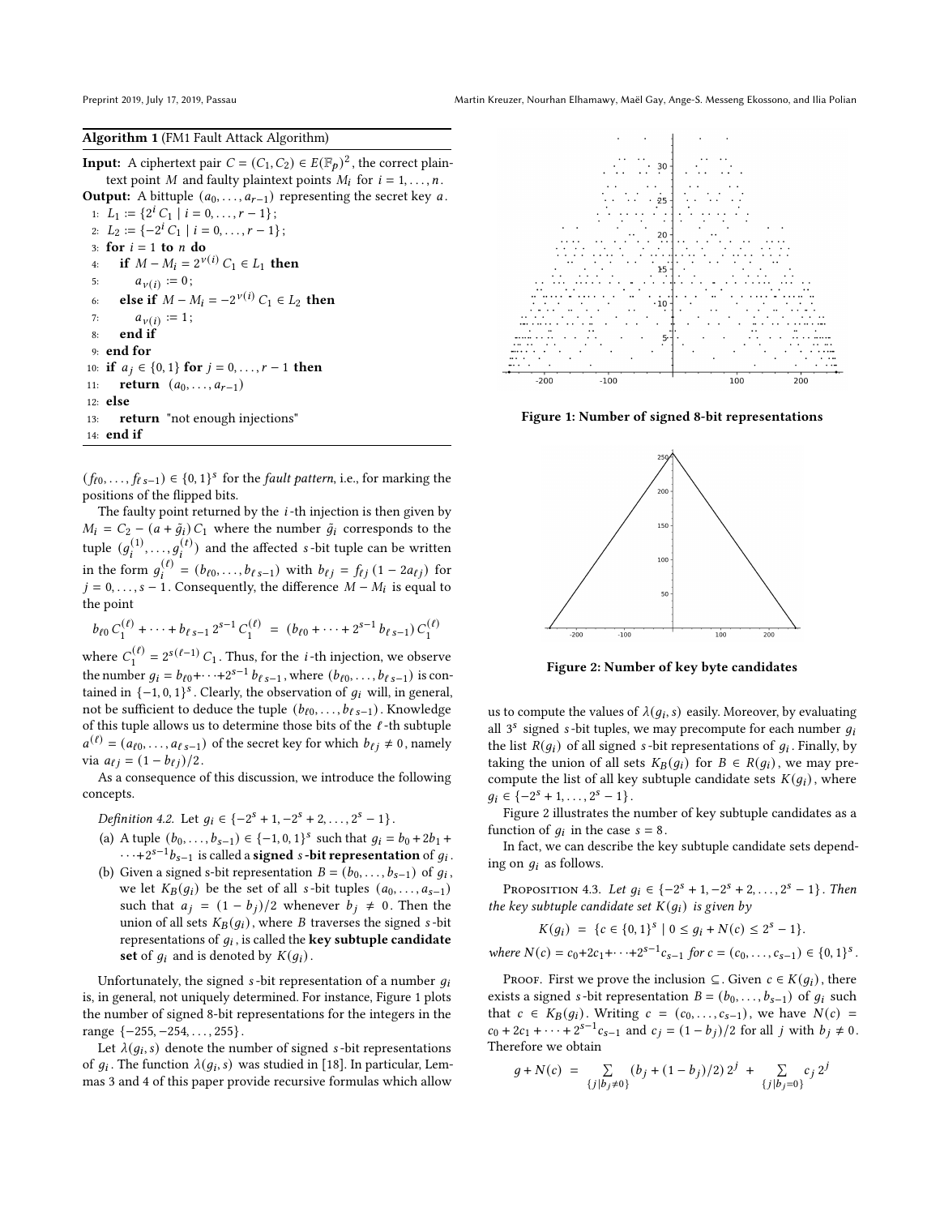**Algorithm 1** (FM1 Fault Attack Algorithm)

**Input:** A ciphertext pair $C = (C_1, C_2) \in E(\mathbb{F}_p)^2$, the correct plaintext point $M$ and faulty plaintext points $M_i$ for $i = 1, \ldots, n$.
**Output:** A bittuple $(a_0, \ldots, a_{r-1})$ representing the secret key $a$.

```
1:  L_1 := {2^i C_1 | i = 0,...,r-1};
2:  L_2 := {-2^i C_1 | i = 0,...,r-1};
3:  for i = 1 to n do
4:      if M - M_i = 2^{ν(i)} C_1 ∈ L_1 then
5:          a_{ν(i)} := 0;
6:      else if M - M_i = -2^{ν(i)} C_1 ∈ L_2 then
7:          a_{ν(i)} := 1;
8:      end if
9:  end for
10: if a_j ∈ {0,1} for j = 0,...,r-1 then
11:     return (a_0,...,a_{r-1})
12: else
13:     return "not enough injections"
14: end if
```

$(f_{\ell 0}, \ldots, f_{\ell\, s-1}) \in \{0,1\}^s$ for the *fault pattern*, i.e., for marking the positions of the flipped bits.

The faulty point returned by the $i$-th injection is then given by $M_i = C_2 - (a + \tilde{g}_i)\, C_1$ where the number $\tilde{g}_i$ corresponds to the tuple $(g_i^{(1)}, \ldots, g_i^{(t)})$ and the affected $s$-bit tuple can be written in the form $g_i^{(\ell)} = (b_{\ell 0}, \ldots, b_{\ell\, s-1})$ with $b_{\ell j} = f_{\ell j}\,(1 - 2a_{\ell j})$ for $j = 0, \ldots, s-1$. Consequently, the difference $M - M_i$ is equal to the point

$$b_{\ell 0}\, C_1^{(\ell)} + \cdots + b_{\ell\, s-1}\, 2^{s-1}\, C_1^{(\ell)} \;=\; (b_{\ell 0} + \cdots + 2^{s-1}\, b_{\ell\, s-1})\, C_1^{(\ell)}$$

where $C_1^{(\ell)} = 2^{s(\ell-1)}\, C_1$. Thus, for the $i$-th injection, we observe the number $g_i = b_{\ell 0} + \cdots + 2^{s-1}\, b_{\ell\, s-1}$, where $(b_{\ell 0}, \ldots, b_{\ell\, s-1})$ is contained in $\{-1, 0, 1\}^s$. Clearly, the observation of $g_i$ will, in general, not be sufficient to deduce the tuple $(b_{\ell 0}, \ldots, b_{\ell\, s-1})$. Knowledge of this tuple allows us to determine those bits of the $\ell$-th subtuple $a^{(\ell)} = (a_{\ell 0}, \ldots, a_{\ell\, s-1})$ of the secret key for which $b_{\ell j} \neq 0$, namely via $a_{\ell j} = (1 - b_{\ell j})/2$.

As a consequence of this discussion, we introduce the following concepts.

*Definition 4.2.* Let $g_i \in \{-2^s + 1, -2^s + 2, \ldots, 2^s - 1\}$.

(a) A tuple $(b_0, \ldots, b_{s-1}) \in \{-1, 0, 1\}^s$ such that $g_i = b_0 + 2b_1 + \cdots + 2^{s-1} b_{s-1}$ is called a **signed $s$-bit representation** of $g_i$.

(b) Given a signed s-bit representation $B = (b_0, \ldots, b_{s-1})$ of $g_i$, we let $K_B(g_i)$ be the set of all $s$-bit tuples $(a_0, \ldots, a_{s-1})$ such that $a_j = (1 - b_j)/2$ whenever $b_j \neq 0$. Then the union of all sets $K_B(g_i)$, where $B$ traverses the signed $s$-bit representations of $g_i$, is called the **key subtuple candidate set** of $g_i$ and is denoted by $K(g_i)$.

Unfortunately, the signed $s$-bit representation of a number $g_i$ is, in general, not uniquely determined. For instance, Figure 1 plots the number of signed 8-bit representations for the integers in the range $\{-255, -254, \ldots, 255\}$.

Let $\lambda(g_i, s)$ denote the number of signed $s$-bit representations of $g_i$. The function $\lambda(g_i, s)$ was studied in [18]. In particular, Lemmas 3 and 4 of this paper provide recursive formulas which allow us to compute the values of $\lambda(g_i, s)$ easily. Moreover, by evaluating all $3^s$ signed $s$-bit tuples, we may precompute for each number $g_i$ the list $R(g_i)$ of all signed $s$-bit representations of $g_i$. Finally, by taking the union of all sets $K_B(g_i)$ for $B \in R(g_i)$, we may precompute the list of all key subtuple candidate sets $K(g_i)$, where $g_i \in \{-2^s + 1, \ldots, 2^s - 1\}$.

**Figure 1: Number of signed 8-bit representations**

**Figure 2: Number of key byte candidates**

Figure 2 illustrates the number of key subtuple candidates as a function of $g_i$ in the case $s = 8$.

In fact, we can describe the key subtuple candidate sets depending on $g_i$ as follows.

Proposition 4.3. *Let $g_i \in \{-2^s + 1, -2^s + 2, \ldots, 2^s - 1\}$. Then the key subtuple candidate set $K(g_i)$ is given by*

$$K(g_i) \;=\; \{c \in \{0,1\}^s \mid 0 \le g_i + N(c) \le 2^s - 1\}.$$

*where $N(c) = c_0 + 2c_1 + \cdots + 2^{s-1} c_{s-1}$ for $c = (c_0, \ldots, c_{s-1}) \in \{0,1\}^s$.*

Proof. First we prove the inclusion $\subseteq$. Given $c \in K(g_i)$, there exists a signed $s$-bit representation $B = (b_0, \ldots, b_{s-1})$ of $g_i$ such that $c \in K_B(g_i)$. Writing $c = (c_0, \ldots, c_{s-1})$, we have $N(c) = c_0 + 2c_1 + \cdots + 2^{s-1} c_{s-1}$ and $c_j = (1 - b_j)/2$ for all $j$ with $b_j \neq 0$. Therefore we obtain

$$g + N(c) \;=\; \sum_{\{j \mid b_j \neq 0\}} (b_j + (1 - b_j)/2)\, 2^j \;+\; \sum_{\{j \mid b_j = 0\}} c_j\, 2^j$$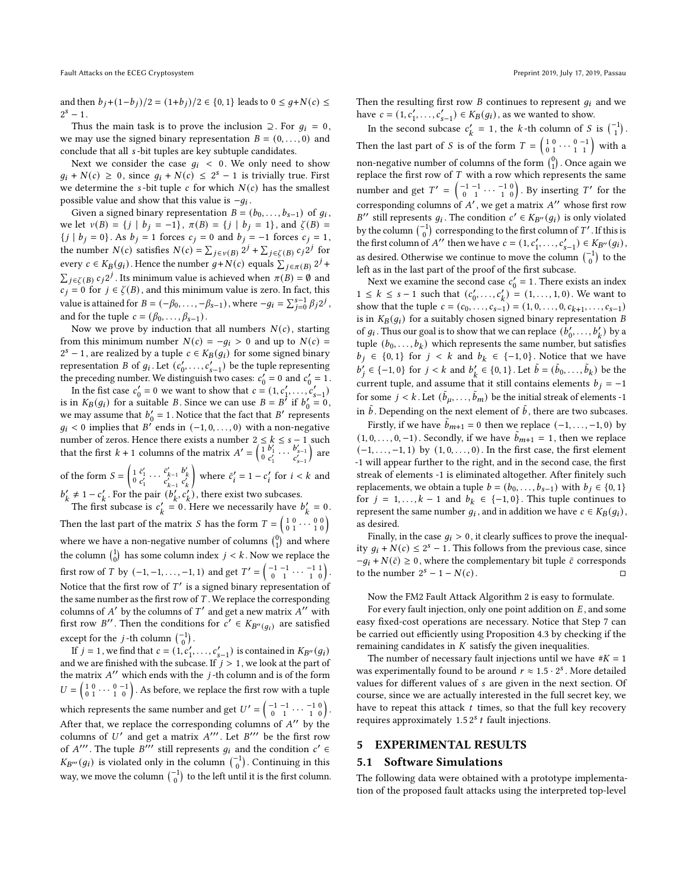and then $b_j + (1-b_j)/2 = (1+b_j)/2 \in \{0,1\}$ leads to $0 \le g + N(c) \le 2^s - 1$.

Thus the main task is to prove the inclusion $\supseteq$. For $g_i = 0$, we may use the signed binary representation $B = (0, \dots, 0)$ and conclude that all $s$-bit tuples are key subtuple candidates.

Next we consider the case $g_i < 0$. We only need to show $g_i + N(c) \ge 0$, since $g_i + N(c) \le 2^s - 1$ is trivially true. First we determine the $s$-bit tuple $c$ for which $N(c)$ has the smallest possible value and show that this value is $-g_i$.

Given a signed binary representation $B = (b_0, \dots, b_{s-1})$ of $g_i$, we let $\nu(B) = \{j \mid b_j = -1\}$, $\pi(B) = \{j \mid b_j = 1\}$, and $\zeta(B) = \{j \mid b_j = 0\}$. As $b_j = 1$ forces $c_j = 0$ and $b_j = -1$ forces $c_j = 1$, the number $N(c)$ satisfies $N(c) = \sum_{j \in \nu(B)} 2^j + \sum_{j \in \zeta(B)} c_j 2^j$ for every $c \in K_B(g_i)$. Hence the number $g + N(c)$ equals $\sum_{j \in \pi(B)} 2^j + \sum_{j \in \zeta(B)} c_j 2^j$. Its minimum value is achieved when $\pi(B) = \emptyset$ and $c_j = 0$ for $j \in \zeta(B)$, and this minimum value is zero. In fact, this value is attained for $B = (-\beta_0, \dots, -\beta_{s-1})$, where $-g_i = \sum_{j=0}^{s-1} \beta_j 2^j$, and for the tuple $c = (\beta_0, \dots, \beta_{s-1})$.

Now we prove by induction that all numbers $N(c)$, starting from this minimum number $N(c) = -g_i > 0$ and up to $N(c) = 2^s - 1$, are realized by a tuple $c \in K_B(g_i)$ for some signed binary representation $B$ of $g_i$. Let $(c'_0, \dots, c'_{s-1})$ be the tuple representing the preceding number. We distinguish two cases: $c'_0 = 0$ and $c'_0 = 1$.

In the fist case $c'_0 = 0$ we want to show that $c = (1, c'_1, \dots, c'_{s-1})$ is in $K_B(g_i)$ for a suitable $B$. Since we can use $B = B'$ if $b'_0 = 0$, we may assume that $b'_0 = 1$. Notice that the fact that $B'$ represents $g_i < 0$ implies that $B'$ ends in $(-1, 0, \dots, 0)$ with a non-negative number of zeros. Hence there exists a number $2 \le k \le s-1$ such that the first $k+1$ columns of the matrix $A' = \begin{pmatrix} 1 & b'_1 & \cdots & b'_{s-1} \\ 0 & c'_1 & & c'_{s-1} \end{pmatrix}$ are of the form $S = \begin{pmatrix} 1 & \bar{c}'_1 & \cdots & \bar{c}'_{k-1} & b'_k \\ 0 & c'_1 & & c'_{k-1} & c'_k \end{pmatrix}$ where $\bar{c}'_i = 1 - c'_i$ for $i < k$ and $b'_k \ne 1 - c'_k$. For the pair $(b'_k, c'_k)$, there exist two subcases.

The first subcase is $c'_k = 0$. Here we necessarily have $b'_k = 0$. Then the last part of the matrix $S$ has the form $T = \begin{pmatrix} 1 & 0 & \cdots & 0 & 0 \\ 0 & 1 & & 1 & 0 \end{pmatrix}$ where we have a non-negative number of columns $\binom{0}{1}$ and where the column $\binom{1}{0}$ has some column index $j < k$. Now we replace the first row of $T$ by $(-1, -1, \dots, -1, 1)$ and get $T' = \begin{pmatrix} -1 & -1 & \cdots & -1 & 1 \\ 0 & 1 & & 1 & 0 \end{pmatrix}$. Notice that the first row of $T'$ is a signed binary representation of the same number as the first row of $T$. We replace the corresponding columns of $A'$ by the columns of $T'$ and get a new matrix $A''$ with first row $B''$. Then the conditions for $c' \in K_{B''(g_i)}$ are satisfied except for the $j$-th column $\binom{-1}{0}$.

If $j = 1$, we find that $c = (1, c'_1, \dots, c'_{s-1})$ is contained in $K_{B''}(g_i)$ and we are finished with the subcase. If $j > 1$, we look at the part of the matrix $A''$ which ends with the $j$-th column and is of the form $U = \begin{pmatrix} 1 & 0 & \cdots & 0 & -1 \\ 0 & 1 & & 1 & 0 \end{pmatrix}$. As before, we replace the first row with a tuple which represents the same number and get $U' = \begin{pmatrix} -1 & -1 & \cdots & -1 & 0 \\ 0 & 1 & & 1 & 0 \end{pmatrix}$. After that, we replace the corresponding columns of $A''$ by the columns of $U'$ and get a matrix $A'''$. Let $B'''$ be the first row of $A'''$. The tuple $B'''$ still represents $g_i$ and the condition $c' \in K_{B'''}(g_i)$ is violated only in the column $\binom{-1}{0}$. Continuing in this way, we move the column $\binom{-1}{0}$ to the left until it is the first column. Then the resulting first row $B$ continues to represent $g_i$ and we have $c = (1, c'_1, \dots, c'_{s-1}) \in K_B(g_i)$, as we wanted to show.

In the second subcase $c'_k = 1$, the $k$-th column of $S$ is $\binom{-1}{1}$. Then the last part of $S$ is of the form $T = \begin{pmatrix} 1 & 0 & \cdots & 0 & -1 \\ 0 & 1 & & 1 & 1 \end{pmatrix}$ with a non-negative number of columns of the form $\binom{0}{1}$. Once again we replace the first row of $T$ with a row which represents the same number and get $T' = \begin{pmatrix} -1 & -1 & \cdots & -1 & 0 \\ 0 & 1 & & 1 & 0 \end{pmatrix}$. By inserting $T'$ for the corresponding columns of $A'$, we get a matrix $A''$ whose first row $B''$ still represents $g_i$. The condition $c' \in K_{B''}(g_i)$ is only violated by the column $\binom{-1}{0}$ corresponding to the first column of $T'$. If this is the first column of $A''$ then we have $c = (1, c'_1, \dots, c'_{s-1}) \in K_{B''}(g_i)$, as desired. Otherwise we continue to move the column $\binom{-1}{0}$ to the left as in the last part of the proof of the first subcase.

Next we examine the second case $c'_0 = 1$. There exists an index $1 \le k \le s-1$ such that $(c'_0, \dots, c'_k) = (1, \dots, 1, 0)$. We want to show that the tuple $c = (c_0, \dots, c_{s-1}) = (1, 0, \dots, 0, c_{k+1}, \dots, c_{s-1})$ is in $K_B(g_i)$ for a suitably chosen signed binary representation $B$ of $g_i$. Thus our goal is to show that we can replace $(b'_0, \dots, b'_k)$ by a tuple $(b_0, \dots, b_k)$ which represents the same number, but satisfies $b_j \in \{0,1\}$ for $j < k$ and $b_k \in \{-1, 0\}$. Notice that we have $b'_j \in \{-1, 0\}$ for $j < k$ and $b'_k \in \{0, 1\}$. Let $\tilde{b} = (\tilde{b}_0, \dots, \tilde{b}_k)$ be the current tuple, and assume that it still contains elements $b_j = -1$ for some $j < k$. Let $(\tilde{b}_\mu, \dots, \tilde{b}_m)$ be the initial streak of elements -1 in $\tilde{b}$. Depending on the next element of $\tilde{b}$, there are two subcases.

Firstly, if we have $\tilde{b}_{m+1} = 0$ then we replace $(-1, \dots, -1, 0)$ by $(1, 0, \dots, 0, -1)$. Secondly, if we have $\tilde{b}_{m+1} = 1$, then we replace $(-1, \dots, -1, 1)$ by $(1, 0, \dots, 0)$. In the first case, the first element -1 will appear further to the right, and in the second case, the first streak of elements -1 is eliminated altogether. After finitely such replacements, we obtain a tuple $b = (b_0, \dots, b_{s-1})$ with $b_j \in \{0, 1\}$ for $j = 1, \dots, k-1$ and $b_k \in \{-1, 0\}$. This tuple continues to represent the same number $g_i$, and in addition we have $c \in K_B(g_i)$, as desired.

Finally, in the case $g_i > 0$, it clearly suffices to prove the inequality $g_i + N(c) \le 2^s - 1$. This follows from the previous case, since $-g_i + N(\bar{c}) \ge 0$, where the complementary bit tuple $\bar{c}$ corresponds to the number $2^s - 1 - N(c)$. ◻

Now the FM2 Fault Attack Algorithm 2 is easy to formulate.

For every fault injection, only one point addition on $E$, and some easy fixed-cost operations are necessary. Notice that Step 7 can be carried out efficiently using Proposition 4.3 by checking if the remaining candidates in $K$ satisfy the given inequalities.

The number of necessary fault injections until we have $\#K = 1$ was experimentally found to be around $r \approx 1.5 \cdot 2^s$. More detailed values for different values of $s$ are given in the next section. Of course, since we are actually interested in the full secret key, we have to repeat this attack $t$ times, so that the full key recovery requires approximately $1.5\, 2^s\, t$ fault injections.

## 5 EXPERIMENTAL RESULTS

### 5.1 Software Simulations

The following data were obtained with a prototype implementation of the proposed fault attacks using the interpreted top-level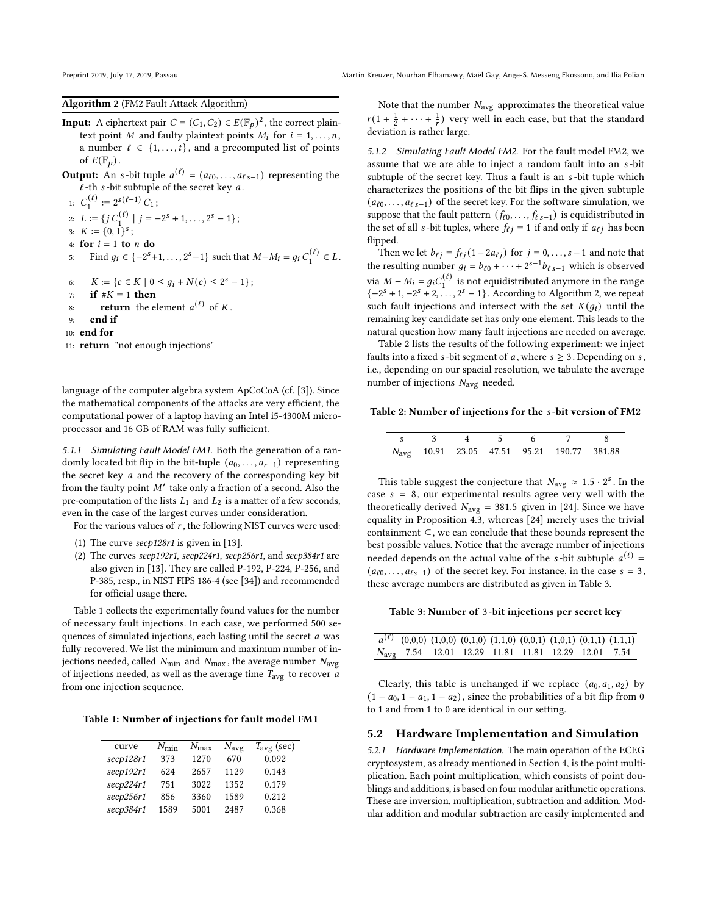**Algorithm 2** (FM2 Fault Attack Algorithm)

**Input:** A ciphertext pair $C = (C_1, C_2) \in E(\mathbb{F}_p)^2$, the correct plaintext point $M$ and faulty plaintext points $M_i$ for $i = 1, \ldots, n$, a number $\ell \in \{1, \ldots, t\}$, and a precomputed list of points of $E(\mathbb{F}_p)$.

**Output:** An $s$-bit tuple $a^{(\ell)} = (a_{\ell 0}, \ldots, a_{\ell\, s-1})$ representing the $\ell$-th $s$-bit subtuple of the secret key $a$.

```
1: C_1^(ℓ) := 2^{s(ℓ−1)} C_1;
2: L := { j C_1^(ℓ) | j = −2^s + 1, ..., 2^s − 1 };
3: K := {0,1}^s;
4: for i = 1 to n do
5:     Find g_i ∈ {−2^s+1, ..., 2^s−1} such that M − M_i = g_i C_1^(ℓ) ∈ L.
6:     K := { c ∈ K | 0 ≤ g_i + N(c) ≤ 2^s − 1 };
7:     if #K = 1 then
8:         return the element a^(ℓ) of K.
9:     end if
10: end for
11: return "not enough injections"
```

language of the computer algebra system ApCoCoA (cf. [3]). Since the mathematical components of the attacks are very efficient, the computational power of a laptop having an Intel i5-4300M microprocessor and 16 GB of RAM was fully sufficient.

*5.1.1 Simulating Fault Model FM1.* Both the generation of a randomly located bit flip in the bit-tuple $(a_0, \ldots, a_{r-1})$ representing the secret key $a$ and the recovery of the corresponding key bit from the faulty point $M'$ take only a fraction of a second. Also the pre-computation of the lists $L_1$ and $L_2$ is a matter of a few seconds, even in the case of the largest curves under consideration.

For the various values of $r$, the following NIST curves were used:

1. The curve *secp128r1* is given in [13].
2. The curves *secp192r1*, *secp224r1*, *secp256r1*, and *secp384r1* are also given in [13]. They are called P-192, P-224, P-256, and P-385, resp., in NIST FIPS 186-4 (see [34]) and recommended for official usage there.

Table 1 collects the experimentally found values for the number of necessary fault injections. In each case, we performed 500 sequences of simulated injections, each lasting until the secret $a$ was fully recovered. We list the minimum and maximum number of injections needed, called $N_{\min}$ and $N_{\max}$, the average number $N_{\text{avg}}$ of injections needed, as well as the average time $T_{\text{avg}}$ to recover $a$ from one injection sequence.

**Table 1: Number of injections for fault model FM1**

| curve | $N_{\min}$ | $N_{\max}$ | $N_{\text{avg}}$ | $T_{\text{avg}}$ (sec) |
|---|---|---|---|---|
| *secp128r1* | 373 | 1270 | 670 | 0.092 |
| *secp192r1* | 624 | 2657 | 1129 | 0.143 |
| *secp224r1* | 751 | 3022 | 1352 | 0.179 |
| *secp256r1* | 856 | 3360 | 1589 | 0.212 |
| *secp384r1* | 1589 | 5001 | 2487 | 0.368 |

Note that the number $N_{\text{avg}}$ approximates the theoretical value $r(1 + \frac{1}{2} + \cdots + \frac{1}{r})$ very well in each case, but that the standard deviation is rather large.

*5.1.2 Simulating Fault Model FM2.* For the fault model FM2, we assume that we are able to inject a random fault into an $s$-bit subtuple of the secret key. Thus a fault is an $s$-bit tuple which characterizes the positions of the bit flips in the given subtuple $(a_{\ell 0}, \ldots, a_{\ell\, s-1})$ of the secret key. For the software simulation, we suppose that the fault pattern $(f_{\ell 0}, \ldots, f_{\ell\, s-1})$ is equidistributed in the set of all $s$-bit tuples, where $f_{\ell j} = 1$ if and only if $a_{\ell j}$ has been flipped.

Then we let $b_{\ell j} = f_{\ell j}(1 - 2a_{\ell j})$ for $j = 0, \ldots, s-1$ and note that the resulting number $g_i = b_{\ell 0} + \cdots + 2^{s-1} b_{\ell\, s-1}$ which is observed via $M - M_i = g_i C_1^{(\ell)}$ is not equidistributed anymore in the range $\{-2^s + 1, -2^s + 2, \ldots, 2^s - 1\}$. According to Algorithm 2, we repeat such fault injections and intersect with the set $K(g_i)$ until the remaining key candidate set has only one element. This leads to the natural question how many fault injections are needed on average.

Table 2 lists the results of the following experiment: we inject faults into a fixed $s$-bit segment of $a$, where $s \geq 3$. Depending on $s$, i.e., depending on our spacial resolution, we tabulate the average number of injections $N_{\text{avg}}$ needed.

**Table 2: Number of injections for the $s$-bit version of FM2**

| $s$ | 3 | 4 | 5 | 6 | 7 | 8 |
|---|---|---|---|---|---|---|
| $N_{\text{avg}}$ | 10.91 | 23.05 | 47.51 | 95.21 | 190.77 | 381.88 |

This table suggest the conjecture that $N_{\text{avg}} \approx 1.5 \cdot 2^s$. In the case $s = 8$, our experimental results agree very well with the theoretically derived $N_{\text{avg}} = 381.5$ given in [24]. Since we have equality in Proposition 4.3, whereas [24] merely uses the trivial containment $\subseteq$, we can conclude that these bounds represent the best possible values. Notice that the average number of injections needed depends on the actual value of the $s$-bit subtuple $a^{(\ell)} = (a_{\ell 0}, \ldots, a_{\ell s-1})$ of the secret key. For instance, in the case $s = 3$, these average numbers are distributed as given in Table 3.

**Table 3: Number of 3-bit injections per secret key**

| $a^{(\ell)}$ | (0,0,0) | (1,0,0) | (0,1,0) | (1,1,0) | (0,0,1) | (1,0,1) | (0,1,1) | (1,1,1) |
|---|---|---|---|---|---|---|---|---|
| $N_{\text{avg}}$ | 7.54 | 12.01 | 12.29 | 11.81 | 11.81 | 12.29 | 12.01 | 7.54 |

Clearly, this table is unchanged if we replace $(a_0, a_1, a_2)$ by $(1 - a_0, 1 - a_1, 1 - a_2)$, since the probabilities of a bit flip from 0 to 1 and from 1 to 0 are identical in our setting.

## 5.2 Hardware Implementation and Simulation

*5.2.1 Hardware Implementation.* The main operation of the ECEG cryptosystem, as already mentioned in Section 4, is the point multiplication. Each point multiplication, which consists of point doublings and additions, is based on four modular arithmetic operations. These are inversion, multiplication, subtraction and addition. Modular addition and modular subtraction are easily implemented and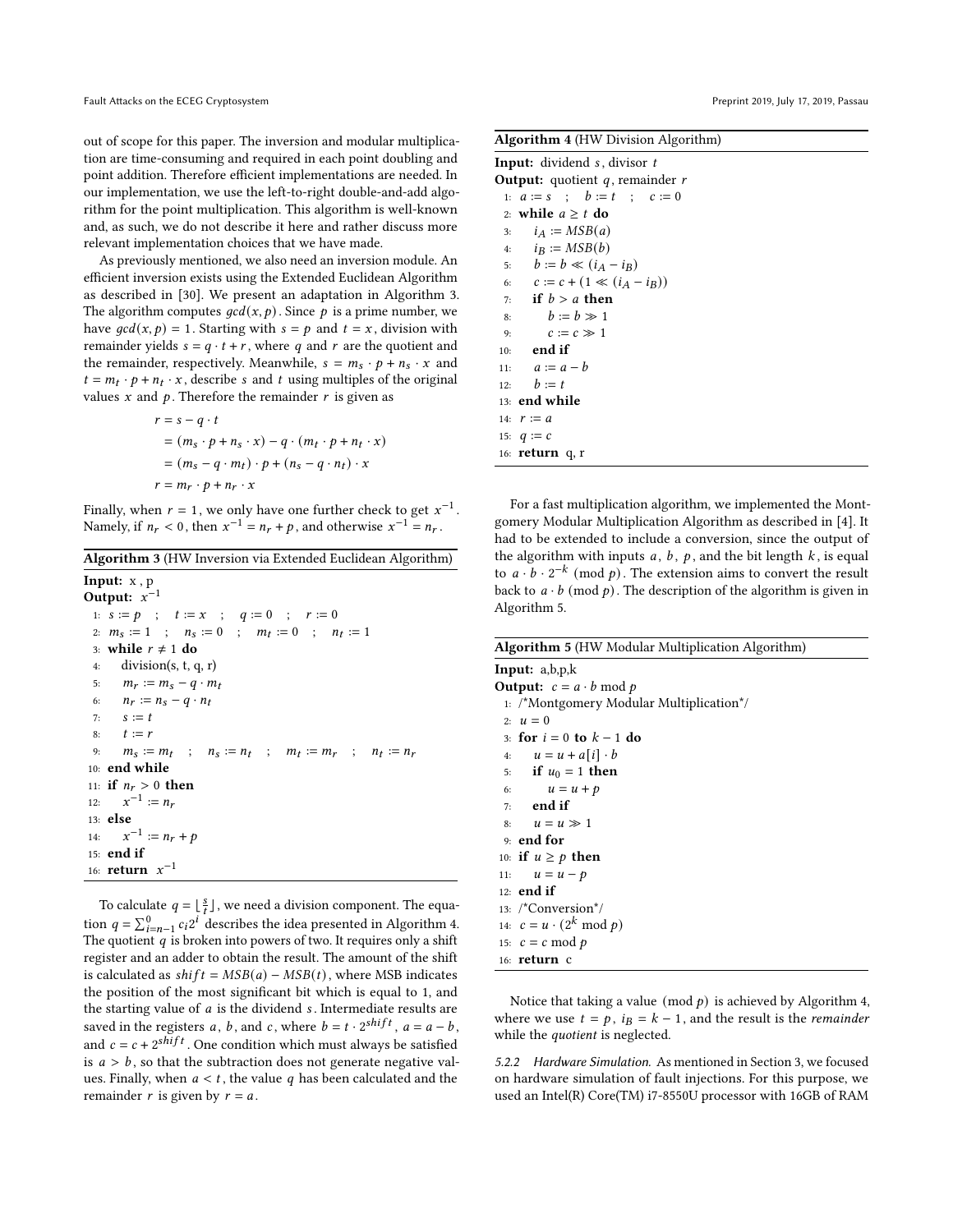out of scope for this paper. The inversion and modular multiplication are time-consuming and required in each point doubling and point addition. Therefore efficient implementations are needed. In our implementation, we use the left-to-right double-and-add algorithm for the point multiplication. This algorithm is well-known and, as such, we do not describe it here and rather discuss more relevant implementation choices that we have made.

As previously mentioned, we also need an inversion module. An efficient inversion exists using the Extended Euclidean Algorithm as described in [30]. We present an adaptation in Algorithm 3. The algorithm computes $gcd(x, p)$. Since $p$ is a prime number, we have $gcd(x, p) = 1$. Starting with $s = p$ and $t = x$, division with remainder yields $s = q \cdot t + r$, where $q$ and $r$ are the quotient and the remainder, respectively. Meanwhile, $s = m_s \cdot p + n_s \cdot x$ and $t = m_t \cdot p + n_t \cdot x$, describe $s$ and $t$ using multiples of the original values $x$ and $p$. Therefore the remainder $r$ is given as

$$
\begin{aligned}
r &= s - q \cdot t \\
&= (m_s \cdot p + n_s \cdot x) - q \cdot (m_t \cdot p + n_t \cdot x) \\
&= (m_s - q \cdot m_t) \cdot p + (n_s - q \cdot n_t) \cdot x \\
r &= m_r \cdot p + n_r \cdot x
\end{aligned}
$$

Finally, when $r = 1$, we only have one further check to get $x^{-1}$. Namely, if $n_r < 0$, then $x^{-1} = n_r + p$, and otherwise $x^{-1} = n_r$.

**Algorithm 3** (HW Inversion via Extended Euclidean Algorithm)

**Input:** x , p
**Output:** $x^{-1}$

```
1:  s := p  ;  t := x  ;  q := 0  ;  r := 0
2:  m_s := 1  ;  n_s := 0  ;  m_t := 0  ;  n_t := 1
3:  while r ≠ 1 do
4:      division(s, t, q, r)
5:      m_r := m_s − q · m_t
6:      n_r := n_s − q · n_t
7:      s := t
8:      t := r
9:      m_s := m_t  ;  n_s := n_t  ;  m_t := m_r  ;  n_t := n_r
10: end while
11: if n_r > 0 then
12:     x^{-1} := n_r
13: else
14:     x^{-1} := n_r + p
15: end if
16: return x^{-1}
```

To calculate $q = \lfloor \frac{s}{t} \rfloor$, we need a division component. The equation $q = \sum_{i=n-1}^{0} c_i 2^i$ describes the idea presented in Algorithm 4. The quotient $q$ is broken into powers of two. It requires only a shift register and an adder to obtain the result. The amount of the shift is calculated as $shift = MSB(a) - MSB(t)$, where MSB indicates the position of the most significant bit which is equal to 1, and the starting value of $a$ is the dividend $s$. Intermediate results are saved in the registers $a$, $b$, and $c$, where $b = t \cdot 2^{shift}$, $a = a - b$, and $c = c + 2^{shift}$. One condition which must always be satisfied is $a > b$, so that the subtraction does not generate negative values. Finally, when $a < t$, the value $q$ has been calculated and the remainder $r$ is given by $r = a$.

**Algorithm 4** (HW Division Algorithm)

**Input:** dividend $s$, divisor $t$
**Output:** quotient $q$, remainder $r$

```
1:  a := s  ;  b := t  ;  c := 0
2:  while a ≥ t do
3:      i_A := MSB(a)
4:      i_B := MSB(b)
5:      b := b ≪ (i_A − i_B)
6:      c := c + (1 ≪ (i_A − i_B))
7:      if b > a then
8:          b := b ≫ 1
9:          c := c ≫ 1
10:     end if
11:     a := a − b
12:     b := t
13: end while
14: r := a
15: q := c
16: return q, r
```

For a fast multiplication algorithm, we implemented the Montgomery Modular Multiplication Algorithm as described in [4]. It had to be extended to include a conversion, since the output of the algorithm with inputs $a$, $b$, $p$, and the bit length $k$, is equal to $a \cdot b \cdot 2^{-k} \pmod p$. The extension aims to convert the result back to $a \cdot b \pmod p$. The description of the algorithm is given in Algorithm 5.

**Algorithm 5** (HW Modular Multiplication Algorithm)

**Input:** a,b,p,k
**Output:** $c = a \cdot b \bmod p$

```
1:  /*Montgomery Modular Multiplication*/
2:  u = 0
3:  for i = 0 to k − 1 do
4:      u = u + a[i] · b
5:      if u_0 = 1 then
6:          u = u + p
7:      end if
8:      u = u ≫ 1
9:  end for
10: if u ≥ p then
11:     u = u − p
12: end if
13: /*Conversion*/
14: c = u · (2^k mod p)
15: c = c mod p
16: return c
```

Notice that taking a value $\pmod p$ is achieved by Algorithm 4, where we use $t = p$, $i_B = k - 1$, and the result is the *remainder* while the *quotient* is neglected.

*5.2.2 Hardware Simulation.* As mentioned in Section 3, we focused on hardware simulation of fault injections. For this purpose, we used an Intel(R) Core(TM) i7-8550U processor with 16GB of RAM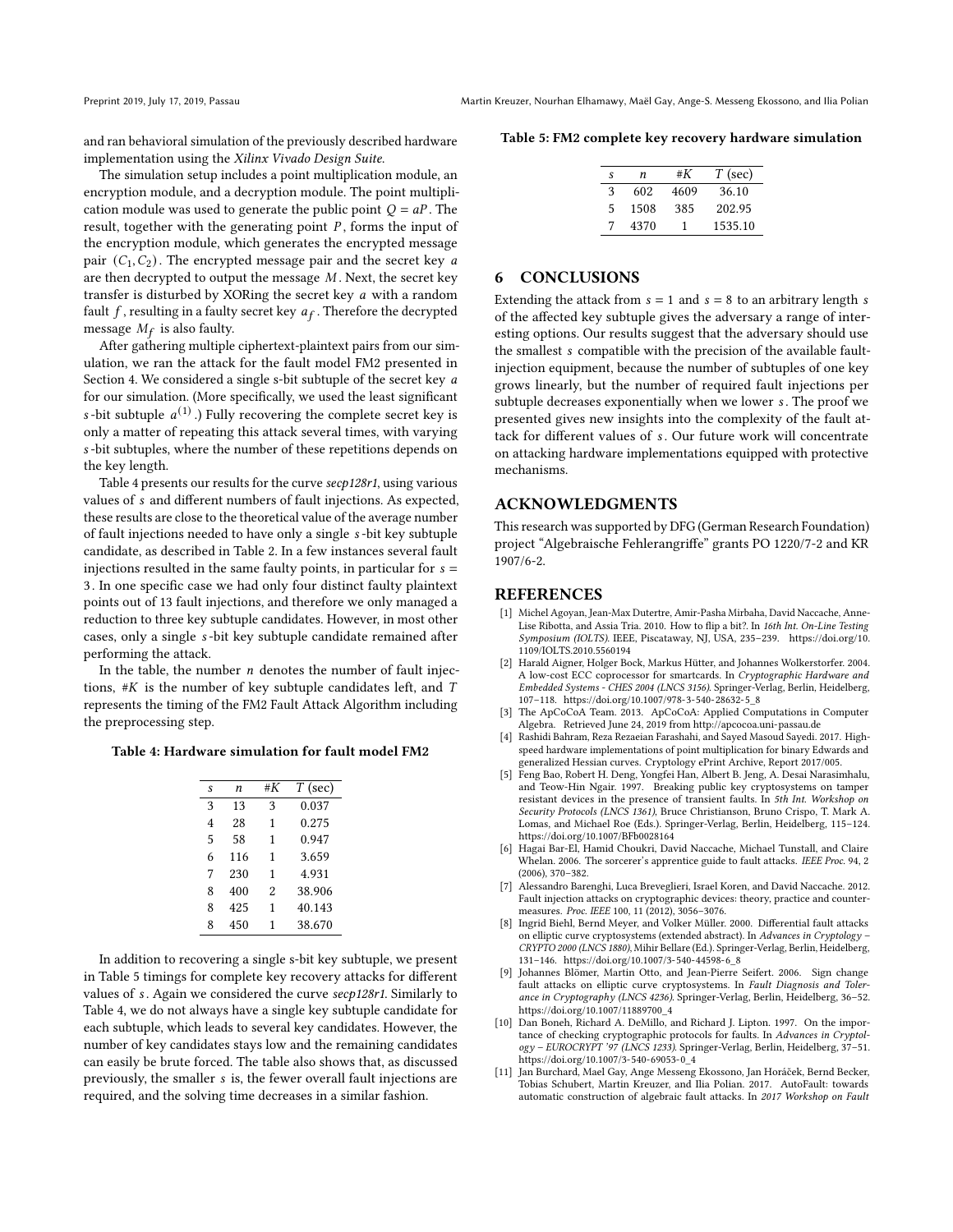and ran behavioral simulation of the previously described hardware implementation using the *Xilinx Vivado Design Suite*.

The simulation setup includes a point multiplication module, an encryption module, and a decryption module. The point multiplication module was used to generate the public point $Q = aP$. The result, together with the generating point $P$, forms the input of the encryption module, which generates the encrypted message pair $(C_1, C_2)$. The encrypted message pair and the secret key $a$ are then decrypted to output the message $M$. Next, the secret key transfer is disturbed by XORing the secret key $a$ with a random fault $f$, resulting in a faulty secret key $a_f$. Therefore the decrypted message $M_f$ is also faulty.

After gathering multiple ciphertext-plaintext pairs from our simulation, we ran the attack for the fault model FM2 presented in Section 4. We considered a single s-bit subtuple of the secret key $a$ for our simulation. (More specifically, we used the least significant $s$-bit subtuple $a^{(1)}$.) Fully recovering the complete secret key is only a matter of repeating this attack several times, with varying $s$-bit subtuples, where the number of these repetitions depends on the key length.

Table 4 presents our results for the curve *secp128r1*, using various values of $s$ and different numbers of fault injections. As expected, these results are close to the theoretical value of the average number of fault injections needed to have only a single $s$-bit key subtuple candidate, as described in Table 2. In a few instances several fault injections resulted in the same faulty points, in particular for $s = 3$. In one specific case we had only four distinct faulty plaintext points out of 13 fault injections, and therefore we only managed a reduction to three key subtuple candidates. However, in most other cases, only a single $s$-bit key subtuple candidate remained after performing the attack.

In the table, the number $n$ denotes the number of fault injections, #$K$ is the number of key subtuple candidates left, and $T$ represents the timing of the FM2 Fault Attack Algorithm including the preprocessing step.

**Table 4: Hardware simulation for fault model FM2**

| $s$ | $n$ | #$K$ | $T$ (sec) |
|---|---|---|---|
| 3 | 13 | 3 | 0.037 |
| 4 | 28 | 1 | 0.275 |
| 5 | 58 | 1 | 0.947 |
| 6 | 116 | 1 | 3.659 |
| 7 | 230 | 1 | 4.931 |
| 8 | 400 | 2 | 38.906 |
| 8 | 425 | 1 | 40.143 |
| 8 | 450 | 1 | 38.670 |

In addition to recovering a single s-bit key subtuple, we present in Table 5 timings for complete key recovery attacks for different values of $s$. Again we considered the curve *secp128r1*. Similarly to Table 4, we do not always have a single key subtuple candidate for each subtuple, which leads to several key candidates. However, the number of key candidates stays low and the remaining candidates can easily be brute forced. The table also shows that, as discussed previously, the smaller $s$ is, the fewer overall fault injections are required, and the solving time decreases in a similar fashion.

**Table 5: FM2 complete key recovery hardware simulation**

| $s$ | $n$ | #$K$ | $T$ (sec) |
|---|---|---|---|
| 3 | 602 | 4609 | 36.10 |
| 5 | 1508 | 385 | 202.95 |
| 7 | 4370 | 1 | 1535.10 |

## 6 CONCLUSIONS

Extending the attack from $s = 1$ and $s = 8$ to an arbitrary length $s$ of the affected key subtuple gives the adversary a range of interesting options. Our results suggest that the adversary should use the smallest $s$ compatible with the precision of the available fault-injection equipment, because the number of subtuples of one key grows linearly, but the number of required fault injections per subtuple decreases exponentially when we lower $s$. The proof we presented gives new insights into the complexity of the fault attack for different values of $s$. Our future work will concentrate on attacking hardware implementations equipped with protective mechanisms.

## ACKNOWLEDGMENTS

This research was supported by DFG (German Research Foundation) project "Algebraische Fehlerangriffe" grants PO 1220/7-2 and KR 1907/6-2.

## REFERENCES

[1] Michel Agoyan, Jean-Max Dutertre, Amir-Pasha Mirbaha, David Naccache, Anne-Lise Ribotta, and Assia Tria. 2010. How to flip a bit?. In *16th Int. On-Line Testing Symposium (IOLTS)*. IEEE, Piscataway, NJ, USA, 235–239. https://doi.org/10.1109/IOLTS.2010.5560194

[2] Harald Aigner, Holger Bock, Markus Hütter, and Johannes Wolkerstorfer. 2004. A low-cost ECC coprocessor for smartcards. In *Cryptographic Hardware and Embedded Systems - CHES 2004 (LNCS 3156)*. Springer-Verlag, Berlin, Heidelberg, 107–118. https://doi.org/10.1007/978-3-540-28632-5_8

[3] The ApCoCoA Team. 2013. ApCoCoA: Applied Computations in Computer Algebra. Retrieved June 24, 2019 from http://apcocoa.uni-passau.de

[4] Rashidi Bahram, Reza Rezaeian Farashahi, and Sayed Masoud Sayedi. 2017. High-speed hardware implementations of point multiplication for binary Edwards and generalized Hessian curves. Cryptology ePrint Archive, Report 2017/005.

[5] Feng Bao, Robert H. Deng, Yongfei Han, Albert B. Jeng, A. Desai Narasimhalu, and Teow-Hin Ngair. 1997. Breaking public key cryptosystems on tamper resistant devices in the presence of transient faults. In *5th Int. Workshop on Security Protocols (LNCS 1361)*, Bruce Christianson, Bruno Crispo, T. Mark A. Lomas, and Michael Roe (Eds.). Springer-Verlag, Berlin, Heidelberg, 115–124. https://doi.org/10.1007/BFb0028164

[6] Hagai Bar-El, Hamid Choukri, David Naccache, Michael Tunstall, and Claire Whelan. 2006. The sorcerer's apprentice guide to fault attacks. *IEEE Proc.* 94, 2 (2006), 370–382.

[7] Alessandro Barenghi, Luca Breveglieri, Israel Koren, and David Naccache. 2012. Fault injection attacks on cryptographic devices: theory, practice and countermeasures. *Proc. IEEE* 100, 11 (2012), 3056–3076.

[8] Ingrid Biehl, Bernd Meyer, and Volker Müller. 2000. Differential fault attacks on elliptic curve cryptosystems (extended abstract). In *Advances in Cryptology – CRYPTO 2000 (LNCS 1880)*, Mihir Bellare (Ed.). Springer-Verlag, Berlin, Heidelberg, 131–146. https://doi.org/10.1007/3-540-44598-6_8

[9] Johannes Blömer, Martin Otto, and Jean-Pierre Seifert. 2006. Sign change fault attacks on elliptic curve cryptosystems. In *Fault Diagnosis and Tolerance in Cryptography (LNCS 4236)*. Springer-Verlag, Berlin, Heidelberg, 36–52. https://doi.org/10.1007/11889700_4

[10] Dan Boneh, Richard A. DeMillo, and Richard J. Lipton. 1997. On the importance of checking cryptographic protocols for faults. In *Advances in Cryptology – EUROCRYPT '97 (LNCS 1233)*. Springer-Verlag, Berlin, Heidelberg, 37–51. https://doi.org/10.1007/3-540-69053-0_4

[11] Jan Burchard, Mael Gay, Ange Messeng Ekossono, Jan Horáček, Bernd Becker, Tobias Schubert, Martin Kreuzer, and Ilia Polian. 2017. AutoFault: towards automatic construction of algebraic fault attacks. In *2017 Workshop on Fault*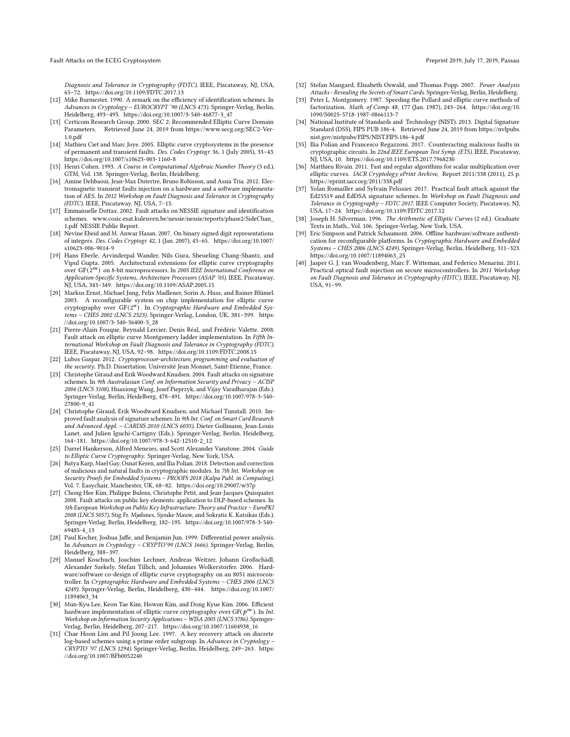*Diagnosis and Tolerance in Cryptography (FDTC)*. IEEE, Piscataway, NJ, USA, 65–72. https://doi.org/10.1109/FDTC.2017.13

[12] Mike Burmester. 1990. A remark on the efficiency of identification schemes. In *Advances in Cryptology – EUROCRYPT '90 (LNCS 473)*. Springer-Verlag, Berlin, Heidelberg, 493–495. https://doi.org/10.1007/3-540-46877-3_47

[13] Certicom Research Group. 2000. SEC 2: Recommended Elliptic Curve Domain Parameters. Retrieved June 24, 2019 from https://www.secg.org/SEC2-Ver-1.0.pdf

[14] Mathieu Ciet and Marc Joye. 2005. Elliptic curve cryptosystems in the presence of permanent and transient faults. *Des. Codes Cryptogr.* 36, 1 (July 2005), 33–43. https://doi.org/10.1007/s10623-003-1160-8

[15] Henri Cohen. 1993. *A Course in Computational Algebraic Number Theory* (3 ed.). GTM, Vol. 138. Springer-Verlag, Berlin, Heidelberg.

[16] Amine Dehbaoui, Jean-Max Dutertre, Bruno Robisson, and Assia Tria. 2012. Electromagnetic transient faults injection on a hardware and a software implementation of AES. In *2012 Workshop on Fault Diagnosis and Tolerance in Cryptography (FDTC)*. IEEE, Piscataway, NJ, USA, 7–15.

[17] Emmanuelle Dottax. 2002. Fault attacks on NESSIE signature and identification schemes. www.cosic.esat.kuleuven.be/nessie/nessie/reports/phase2/SideChan_1.pdf NESSIE Public Report.

[18] Nevine Ebeid and M. Anwar Hasan. 2007. On binary signed digit representations of integers. *Des. Codes Cryptogr.* 42, 1 (Jan. 2007), 43–65. https://doi.org/10.1007/s10623-006-9014-9

[19] Hans Eberle, Arvinderpal Wander, Nils Gura, Sheueling Chang-Shantz, and Vipul Gupta. 2005. Architectural extensions for elliptic curve cryptography over $GF(2^m)$ on 8-bit microprocessors. In *2005 IEEE International Conference on Application-Specific Systems, Architecture Processors (ASAP '05)*. IEEE, Piscataway, NJ, USA, 343–349. https://doi.org/10.1109/ASAP.2005.15

[20] Markus Ernst, Michael Jung, Felix Madlener, Sorin A. Huss, and Rainer Blümel. 2003. A reconfigurable system on chip implementation for elliptic curve cryptography over $GF(2^n)$. In *Cryptographic Hardware and Embedded Systems – CHES 2002 (LNCS 2523)*. Springer-Verlag, London, UK, 381–399. https://doi.org/10.1007/3-540-36400-5_28

[21] Pierre-Alain Fouque, Reynald Lercier, Denis Réal, and Frédéric Valette. 2008. Fault attack on elliptic curve Montgomery ladder implementation. In *Fifth International Workshop on Fault Diagnosis and Tolerance in Cryptography (FDTC)*. IEEE, Piscataway, NJ, USA, 92–98. https://doi.org/10.1109/FDTC.2008.15

[22] Lubos Gaspar. 2012. *Cryptoprocessor-architecture, programming and evaluation of the security*. Ph.D. Dissertation. Université Jean Monnet, Saint-Etienne, France.

[23] Christophe Giraud and Erik Woodward Knudsen. 2004. Fault attacks on signature schemes. In *9th Australasian Conf. on Information Security and Privacy – ACISP 2004 (LNCS 3108)*, Huaxiong Wang, Josef Pieprzyk, and Vijay Varadharajan (Eds.). Springer-Verlag, Berlin, Heidelberg, 478–491. https://doi.org/10.1007/978-3-540-27800-9_41

[24] Christophe Giraud, Erik Woodward Knudsen, and Michael Tunstall. 2010. Improved fault analysis of signature schemes. In *9th Int. Conf. on Smart Card Research and Advanced Appl. – CARDIS 2010 (LNCS 6035)*, Dieter Gollmann, Jean-Louis Lanet, and Julien Iguchi-Cartigny (Eds.). Springer-Verlag, Berlin, Heidelberg, 164–181. https://doi.org/10.1007/978-3-642-12510-2_12

[25] Darrel Hankerson, Alfred Menezes, and Scott Alexander Vanstone. 2004. *Guide to Elliptic Curve Cryptography*. Springer-Verlag, New York, USA.

[26] Batya Karp, Mael Gay, Osnat Keren, and Ilia Polian. 2018. Detection and correction of malicious and natural faults in cryptographic modules. In *7th Int. Workshop on Security Proofs for Embedded Systems – PROOFS 2018 (Kalpa Publ. in Computing)*, Vol. 7. Easychair, Manchester, UK, 68–82. https://doi.org/10.29007/w37p

[27] Chong Hee Kim, Philippe Bulens, Christophe Petit, and Jean-Jacques Quisquater. 2008. Fault attacks on public key elements: application to DLP-based schemes. In *5th European Workshop on Public Key Infrastructure: Theory and Practice – EuroPKI 2008 (LNCS 5057)*, Stig Fr. Mjølsnes, Sjouke Mauw, and Sokratis K. Katsikas (Eds.). Springer-Verlag, Berlin, Heidelberg, 182–195. https://doi.org/10.1007/978-3-540-69485-4_13

[28] Paul Kocher, Joshua Jaffe, and Benjamin Jun. 1999. Differential power analysis. In *Advances in Cryptology – CRYPTO'99 (LNCS 1666)*. Springer-Verlag, Berlin, Heidelberg, 388–397.

[29] Manuel Koschuch, Joachim Lechner, Andreas Weitzer, Johann Großschädl, Alexander Szekely, Stefan Tillich, and Johannes Wolkerstorfer. 2006. Hardware/software co-design of elliptic curve cryptography on an 8051 microcontroller. In *Cryptographic Hardware and Embedded Systems – CHES 2006 (LNCS 4249)*. Springer-Verlag, Berlin, Heidelberg, 430–444. https://doi.org/10.1007/11894063_34

[30] Mun-Kyu Lee, Keon Tae Kim, Howon Kim, and Dong Kyue Kim. 2006. Efficient hardware implementation of elliptic curve cryptography over $GF(p^m)$. In *Int. Workshop on Information Security Applications – WISA 2005 (LNCS 3786)*. Springer-Verlag, Berlin, Heidelberg, 207–217. https://doi.org/10.1007/11604938_16

[31] Chae Hoon Lim and Pil Joong Lee. 1997. A key recovery attack on discrete log-based schemes using a prime order subgroup. In *Advances in Cryptology – CRYPTO '97 (LNCS 1294)*. Springer-Verlag, Berlin, Heidelberg, 249–263. https://doi.org/10.1007/BFb0052240

[32] Stefan Mangard, Elisabeth Oswald, and Thomas Popp. 2007. *Power Analysis Attacks - Revealing the Secrets of Smart Cards*. Springer-Verlag, Berlin, Heidelberg.

[33] Peter L. Montgomery. 1987. Speeding the Pollard and elliptic curve methods of factorization. *Math. of Comp.* 48, 177 (Jan. 1987), 243–264. https://doi.org/10.1090/S0025-5718-1987-0866113-7

[34] National Institute of Standards and Technology (NIST). 2013. Digital Signature Standard (DSS), FIPS PUB 186-4. Retrieved June 24, 2019 from https://nvlpubs.nist.gov/nistpubs/FIPS/NIST.FIPS.186-4.pdf

[35] Ilia Polian and Francesco Regazzoni. 2017. Counteracting malicious faults in cryptographic circuits. In *22nd IEEE European Test Symp. (ETS)*. IEEE, Piscataway, NJ, USA, 10. https://doi.org/10.1109/ETS.2017.7968230

[36] Matthieu Rivain. 2011. Fast and regular algorithms for scalar multiplication over elliptic curves. *IACR Cryptology ePrint Archive*, Report 2011/338 (2011), 25 p. https://eprint.iacr.org/2011/338.pdf

[37] Yolan Romailler and Sylvain Pelissier. 2017. Practical fault attack against the Ed25519 and EdDSA signature schemes. In *Workshop on Fault Diagnosis and Tolerance in Cryptography – FDTC 2017*. IEEE Computer Society, Piscataway, NJ, USA, 17–24. https://doi.org/10.1109/FDTC.2017.12

[38] Joseph H. Silverman. 1996. *The Arithmetic of Elliptic Curves* (2 ed.). Graduate Texts in Math., Vol. 106. Springer-Verlag, New York, USA.

[39] Eric Simpson and Patrick Schaumont. 2006. Offline hardware/software authentication for reconfigurable platforms. In *Cryptographic Hardware and Embedded Systems – CHES 2006 (LNCS 4249)*. Springer-Verlag, Berlin, Heidelberg, 311–323. https://doi.org/10.1007/11894063_25

[40] Jasper G. J. van Woudenberg, Marc F. Witteman, and Federico Menarini. 2011. Practical optical fault injection on secure microcontrollers. In *2011 Workshop on Fault Diagnosis and Tolerance in Cryptography (FDTC)*. IEEE, Piscataway, NJ, USA, 91–99.